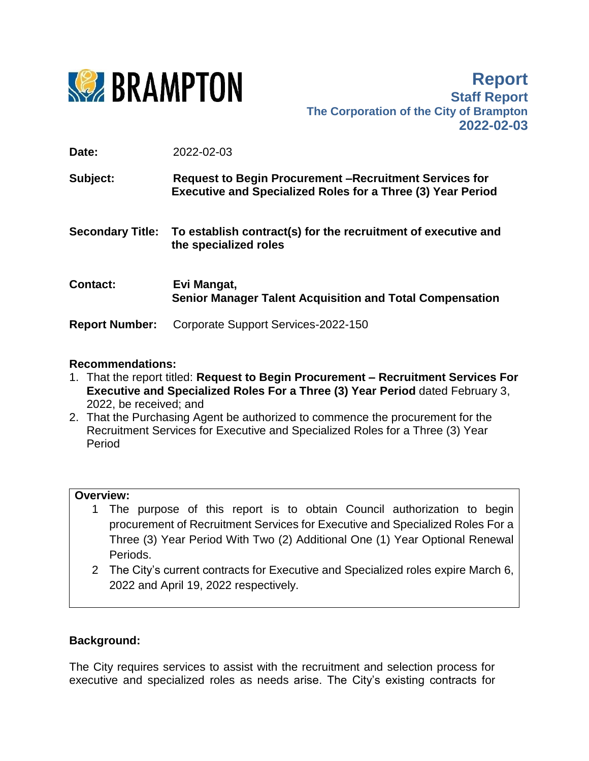BRAMPTON

# Report
**Staff Report**
**The Corporation of the City of Brampton**
**2022-02-03**

**Date:** 2022-02-03

**Subject:** **Request to Begin Procurement –Recruitment Services for Executive and Specialized Roles for a Three (3) Year Period**

**Secondary Title:** **To establish contract(s) for the recruitment of executive and the specialized roles**

**Contact:** **Evi Mangat, Senior Manager Talent Acquisition and Total Compensation**

**Report Number:** Corporate Support Services-2022-150

**Recommendations:**

1. That the report titled: **Request to Begin Procurement – Recruitment Services For Executive and Specialized Roles For a Three (3) Year Period** dated February 3, 2022, be received; and
2. That the Purchasing Agent be authorized to commence the procurement for the Recruitment Services for Executive and Specialized Roles for a Three (3) Year Period

**Overview:**

1. The purpose of this report is to obtain Council authorization to begin procurement of Recruitment Services for Executive and Specialized Roles For a Three (3) Year Period With Two (2) Additional One (1) Year Optional Renewal Periods.
2. The City's current contracts for Executive and Specialized roles expire March 6, 2022 and April 19, 2022 respectively.

**Background:**

The City requires services to assist with the recruitment and selection process for executive and specialized roles as needs arise. The City's existing contracts for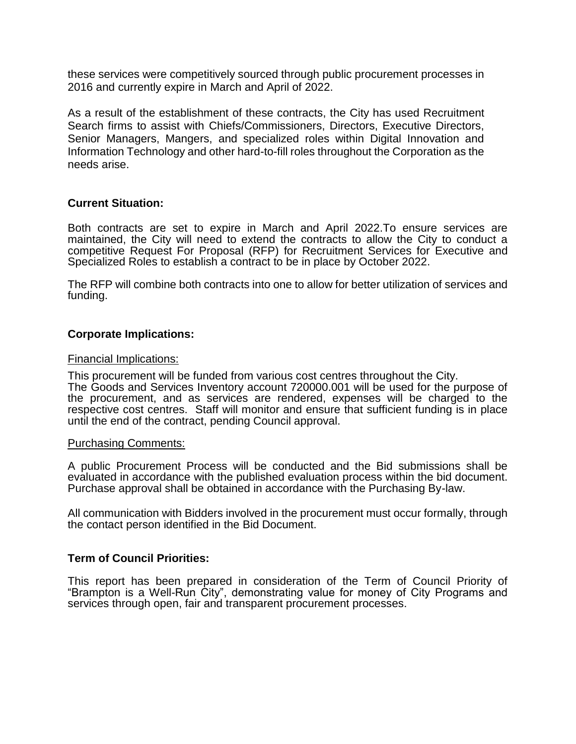these services were competitively sourced through public procurement processes in 2016 and currently expire in March and April of 2022.

As a result of the establishment of these contracts, the City has used Recruitment Search firms to assist with Chiefs/Commissioners, Directors, Executive Directors, Senior Managers, Mangers, and specialized roles within Digital Innovation and Information Technology and other hard-to-fill roles throughout the Corporation as the needs arise.

**Current Situation:**

Both contracts are set to expire in March and April 2022.To ensure services are maintained, the City will need to extend the contracts to allow the City to conduct a competitive Request For Proposal (RFP) for Recruitment Services for Executive and Specialized Roles to establish a contract to be in place by October 2022.

The RFP will combine both contracts into one to allow for better utilization of services and funding.

**Corporate Implications:**

Financial Implications:

This procurement will be funded from various cost centres throughout the City.
The Goods and Services Inventory account 720000.001 will be used for the purpose of the procurement, and as services are rendered, expenses will be charged to the respective cost centres. Staff will monitor and ensure that sufficient funding is in place until the end of the contract, pending Council approval.

Purchasing Comments:

A public Procurement Process will be conducted and the Bid submissions shall be evaluated in accordance with the published evaluation process within the bid document. Purchase approval shall be obtained in accordance with the Purchasing By-law.

All communication with Bidders involved in the procurement must occur formally, through the contact person identified in the Bid Document.

**Term of Council Priorities:**

This report has been prepared in consideration of the Term of Council Priority of "Brampton is a Well-Run City", demonstrating value for money of City Programs and services through open, fair and transparent procurement processes.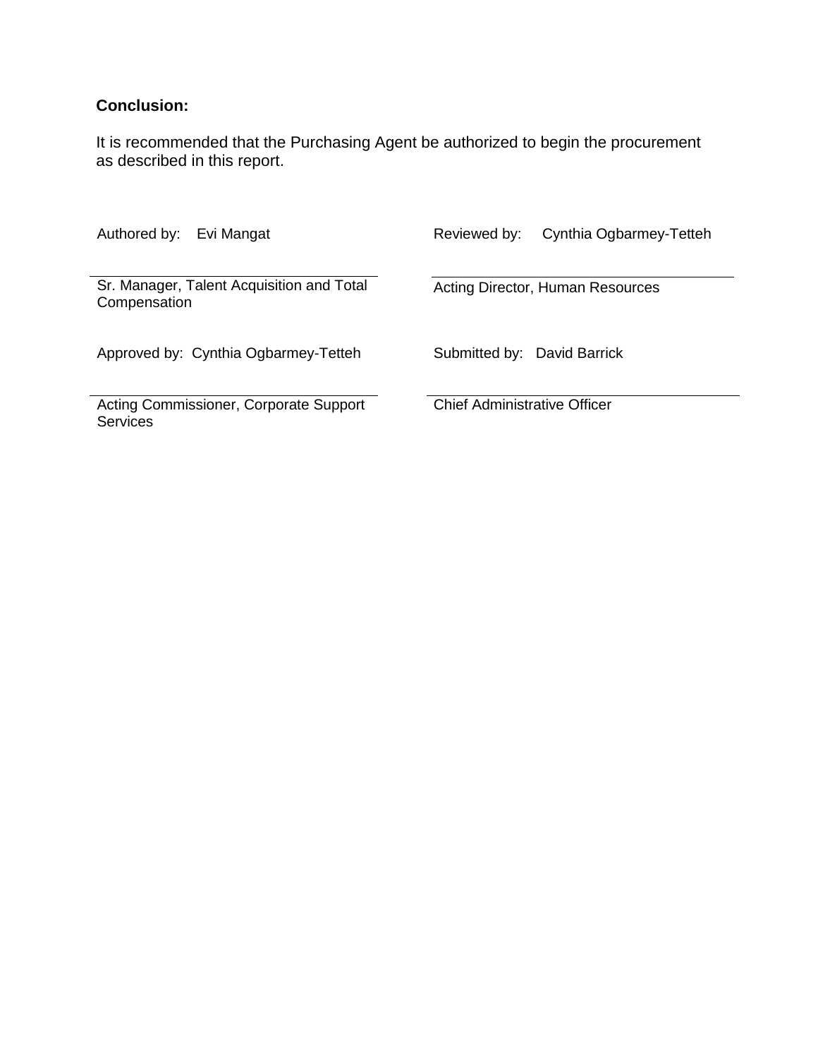**Conclusion:**

It is recommended that the Purchasing Agent be authorized to begin the procurement as described in this report.

Authored by: Evi Mangat

Sr. Manager, Talent Acquisition and Total Compensation

Reviewed by: Cynthia Ogbarmey-Tetteh

Acting Director, Human Resources

Approved by: Cynthia Ogbarmey-Tetteh

Acting Commissioner, Corporate Support Services

Submitted by: David Barrick

Chief Administrative Officer